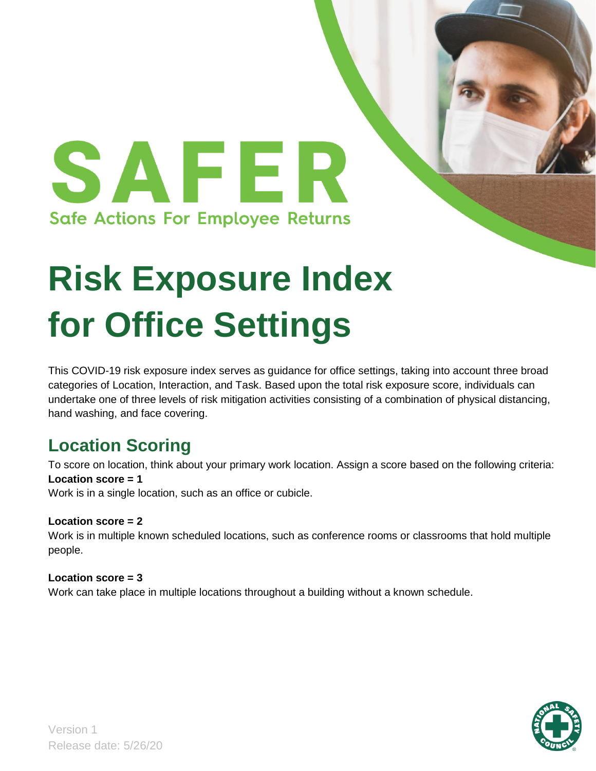# SAFER

Safe Actions For Employee Returns

# Risk Exposure Index for Office Settings

This COVID-19 risk exposure index serves as guidance for office settings, taking into account three broad categories of Location, Interaction, and Task. Based upon the total risk exposure score, individuals can undertake one of three levels of risk mitigation activities consisting of a combination of physical distancing, hand washing, and face covering.

## Location Scoring

To score on location, think about your primary work location. Assign a score based on the following criteria:

**Location score = 1**
Work is in a single location, such as an office or cubicle.

**Location score = 2**
Work is in multiple known scheduled locations, such as conference rooms or classrooms that hold multiple people.

**Location score = 3**
Work can take place in multiple locations throughout a building without a known schedule.

Version 1
Release date: 5/26/20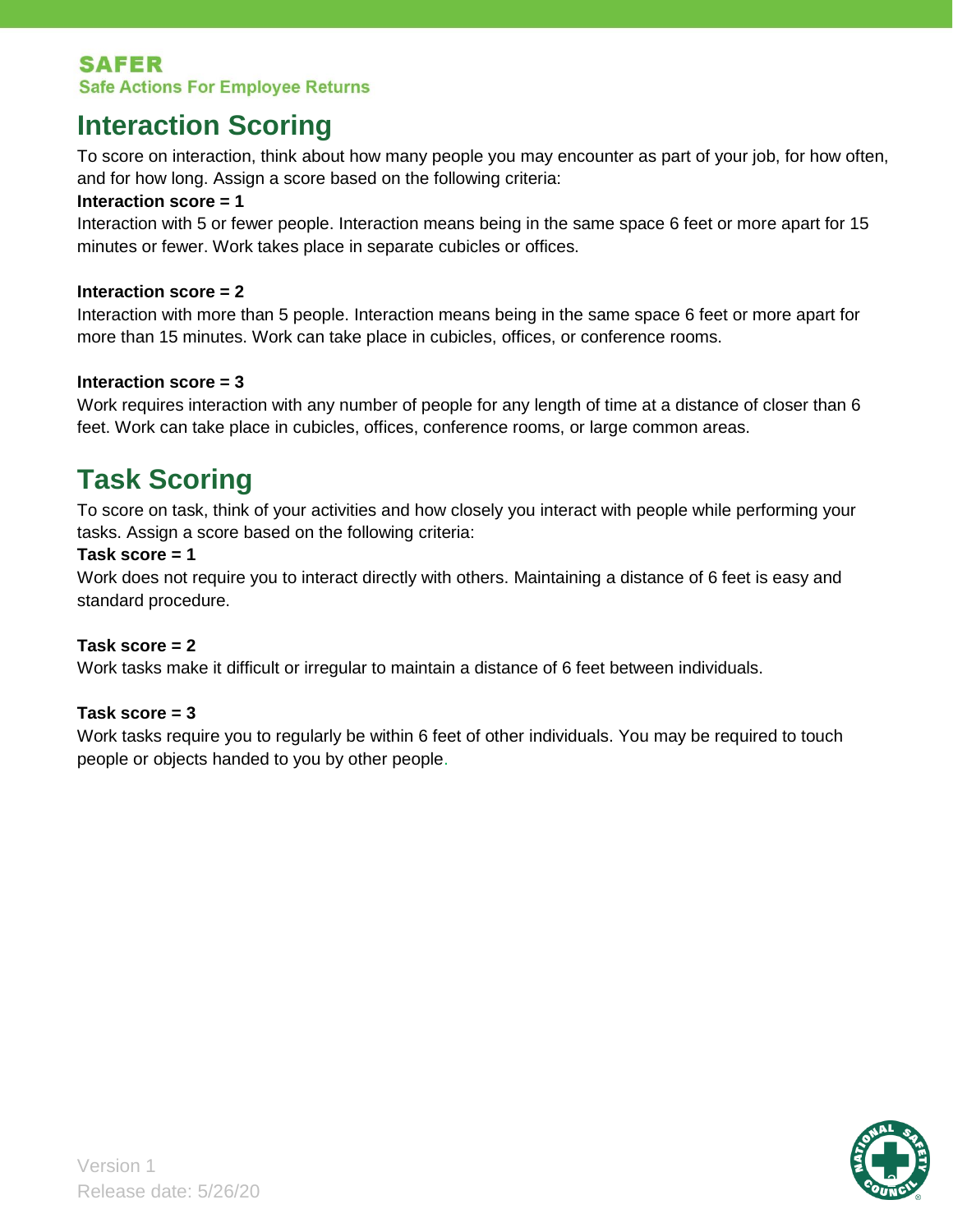# Interaction Scoring

To score on interaction, think about how many people you may encounter as part of your job, for how often, and for how long. Assign a score based on the following criteria:

**Interaction score = 1**

Interaction with 5 or fewer people. Interaction means being in the same space 6 feet or more apart for 15 minutes or fewer. Work takes place in separate cubicles or offices.

**Interaction score = 2**

Interaction with more than 5 people. Interaction means being in the same space 6 feet or more apart for more than 15 minutes. Work can take place in cubicles, offices, or conference rooms.

**Interaction score = 3**

Work requires interaction with any number of people for any length of time at a distance of closer than 6 feet. Work can take place in cubicles, offices, conference rooms, or large common areas.

# Task Scoring

To score on task, think of your activities and how closely you interact with people while performing your tasks. Assign a score based on the following criteria:

**Task score = 1**

Work does not require you to interact directly with others. Maintaining a distance of 6 feet is easy and standard procedure.

**Task score = 2**

Work tasks make it difficult or irregular to maintain a distance of 6 feet between individuals.

**Task score = 3**

Work tasks require you to regularly be within 6 feet of other individuals. You may be required to touch people or objects handed to you by other people.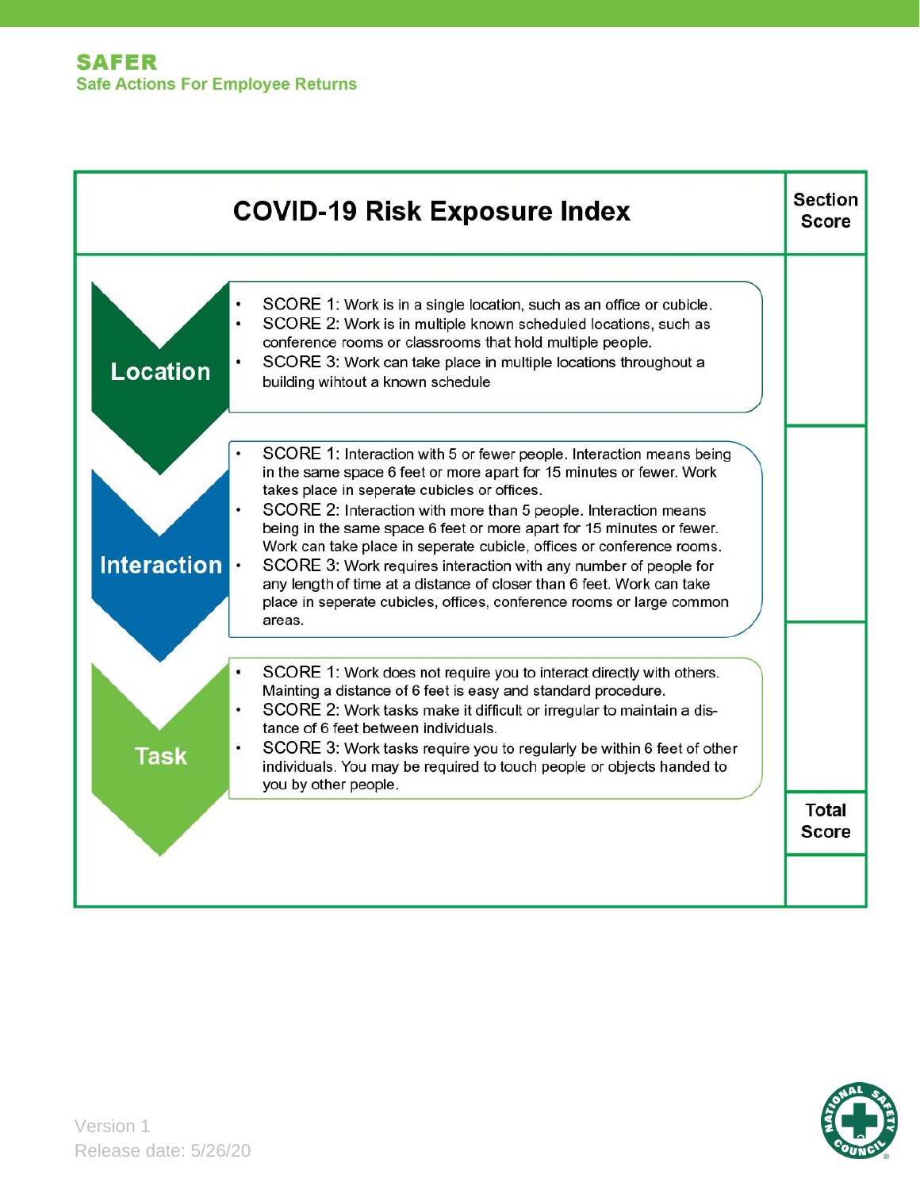**SAFER**
**Safe Actions For Employee Returns**

# COVID-19 Risk Exposure Index

| Category | Criteria | Section Score |
| --- | --- | --- |
| **Location** | • SCORE 1: Work is in a single location, such as an office or cubicle.<br>• SCORE 2: Work is in multiple known scheduled locations, such as conference rooms or classrooms that hold multiple people.<br>• SCORE 3: Work can take place in multiple locations throughout a building wihtout a known schedule | |
| **Interaction** | • SCORE 1: Interaction with 5 or fewer people. Interaction means being in the same space 6 feet or more apart for 15 minutes or fewer. Work takes place in seperate cubicles or offices.<br>• SCORE 2: Interaction with more than 5 people. Interaction means being in the same space 6 feet or more apart for 15 minutes or fewer. Work can take place in seperate cubicle, offices or conference rooms.<br>• SCORE 3: Work requires interaction with any number of people for any length of time at a distance of closer than 6 feet. Work can take place in seperate cubicles, offices, conference rooms or large common areas. | |
| **Task** | • SCORE 1: Work does not require you to interact directly with others. Mainting a distance of 6 feet is easy and standard procedure.<br>• SCORE 2: Work tasks make it difficult or irregular to maintain a distance of 6 feet between individuals.<br>• SCORE 3: Work tasks require you to regularly be within 6 feet of other individuals. You may be required to touch people or objects handed to you by other people. | |
| | | **Total Score** |
| | | |

Version 1
Release date: 5/26/20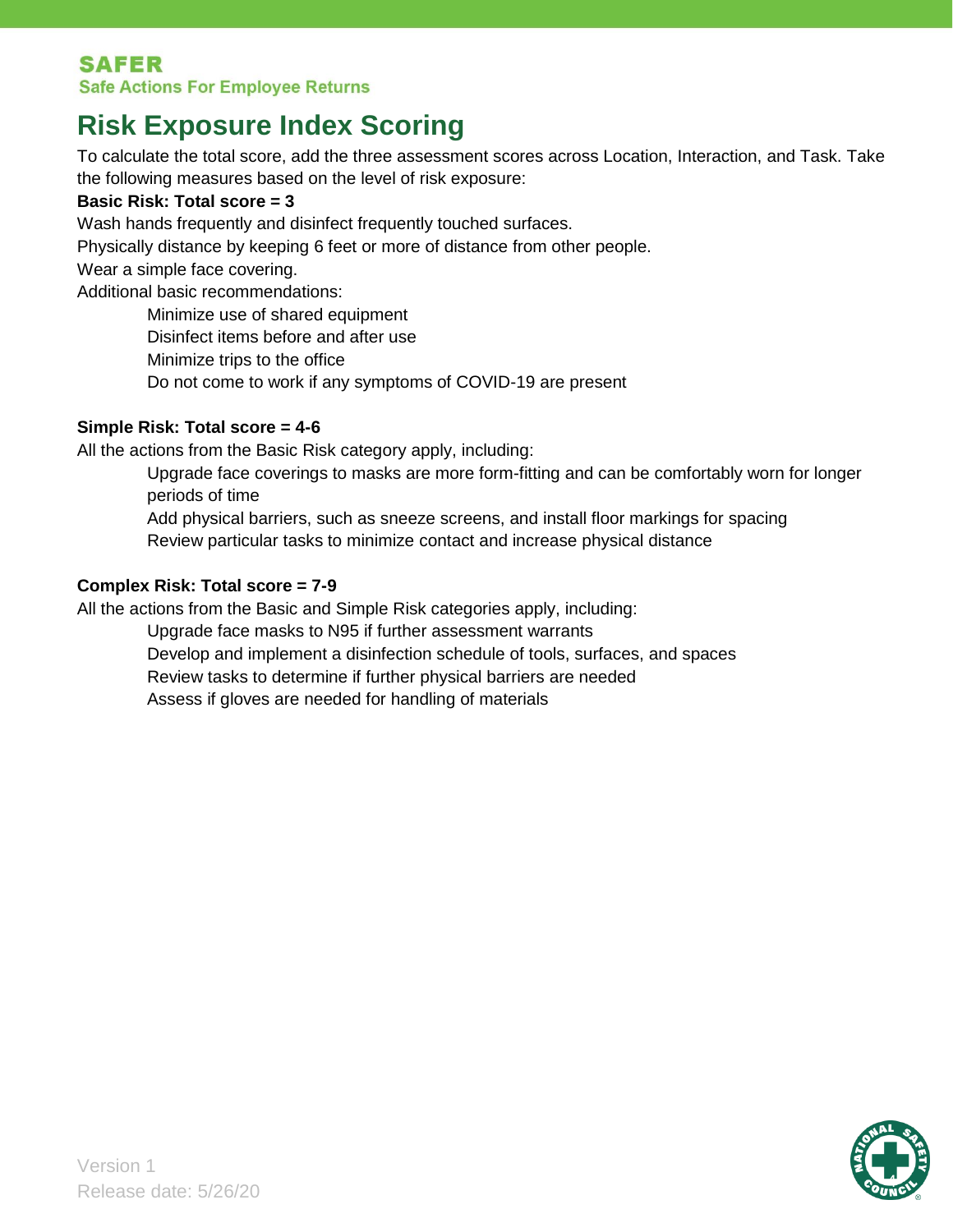**SAFER**
**Safe Actions For Employee Returns**

# Risk Exposure Index Scoring

To calculate the total score, add the three assessment scores across Location, Interaction, and Task. Take the following measures based on the level of risk exposure:

**Basic Risk: Total score = 3**

Wash hands frequently and disinfect frequently touched surfaces.

Physically distance by keeping 6 feet or more of distance from other people.

Wear a simple face covering.

Additional basic recommendations:

- Minimize use of shared equipment
- Disinfect items before and after use
- Minimize trips to the office
- Do not come to work if any symptoms of COVID-19 are present

**Simple Risk: Total score = 4-6**

All the actions from the Basic Risk category apply, including:

- Upgrade face coverings to masks are more form-fitting and can be comfortably worn for longer periods of time
- Add physical barriers, such as sneeze screens, and install floor markings for spacing
- Review particular tasks to minimize contact and increase physical distance

**Complex Risk: Total score = 7-9**

All the actions from the Basic and Simple Risk categories apply, including:

- Upgrade face masks to N95 if further assessment warrants
- Develop and implement a disinfection schedule of tools, surfaces, and spaces
- Review tasks to determine if further physical barriers are needed
- Assess if gloves are needed for handling of materials

Version 1
Release date: 5/26/20